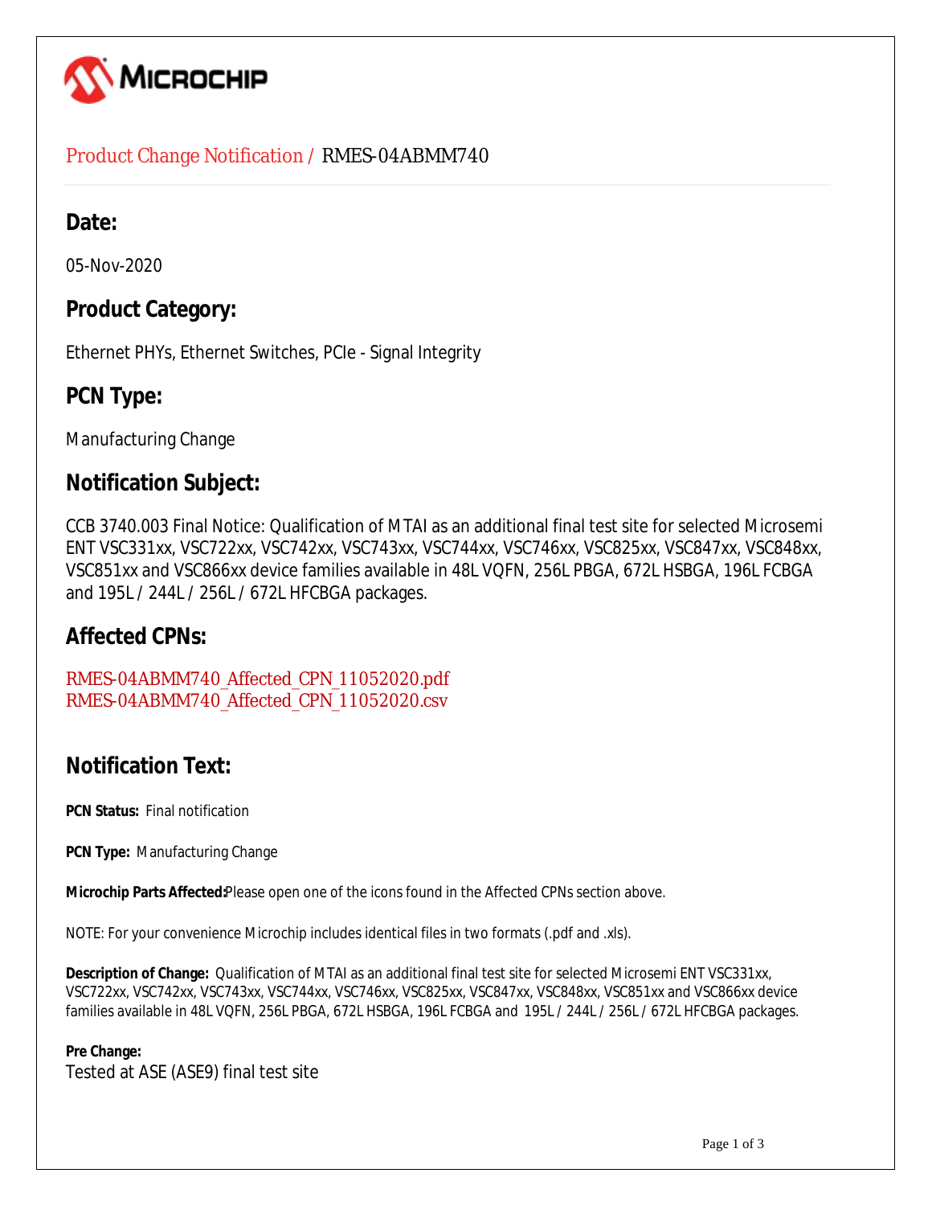MICROCHIP

Product Change Notification / RMES-04ABMM740

## Date:

05-Nov-2020

## Product Category:

Ethernet PHYs, Ethernet Switches, PCIe - Signal Integrity

## PCN Type:

Manufacturing Change

## Notification Subject:

CCB 3740.003 Final Notice: Qualification of MTAI as an additional final test site for selected Microsemi ENT VSC331xx, VSC722xx, VSC742xx, VSC743xx, VSC744xx, VSC746xx, VSC825xx, VSC847xx, VSC848xx, VSC851xx and VSC866xx device families available in 48L VQFN, 256L PBGA, 672L HSBGA, 196L FCBGA and 195L / 244L / 256L / 672L HFCBGA packages.

## Affected CPNs:

RMES-04ABMM740_Affected_CPN_11052020.pdf
RMES-04ABMM740_Affected_CPN_11052020.csv

## Notification Text:

**PCN Status:** Final notification

**PCN Type:** Manufacturing Change

**Microchip Parts Affected:** Please open one of the icons found in the Affected CPNs section above.

NOTE: For your convenience Microchip includes identical files in two formats (.pdf and .xls).

**Description of Change:** Qualification of MTAI as an additional final test site for selected Microsemi ENT VSC331xx, VSC722xx, VSC742xx, VSC743xx, VSC744xx, VSC746xx, VSC825xx, VSC847xx, VSC848xx, VSC851xx and VSC866xx device families available in 48L VQFN, 256L PBGA, 672L HSBGA, 196L FCBGA and 195L / 244L / 256L / 672L HFCBGA packages.

**Pre Change:**
Tested at ASE (ASE9) final test site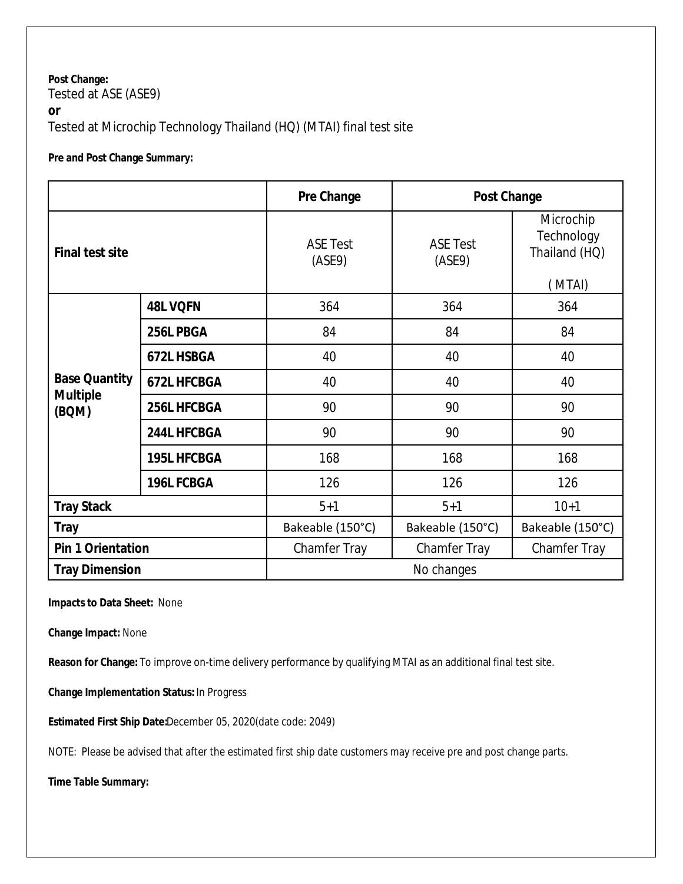**Post Change:**
Tested at ASE (ASE9)
**or**
Tested at Microchip Technology Thailand (HQ) (MTAI) final test site

**Pre and Post Change Summary:**

| | | Pre Change | Post Change | |
|---|---|---|---|---|
| **Final test site** | | ASE Test (ASE9) | ASE Test (ASE9) | Microchip Technology Thailand (HQ) (MTAI) |
| **Base Quantity Multiple (BQM)** | **48L VQFN** | 364 | 364 | 364 |
| | **256L PBGA** | 84 | 84 | 84 |
| | **672L HSBGA** | 40 | 40 | 40 |
| | **672L HFCBGA** | 40 | 40 | 40 |
| | **256L HFCBGA** | 90 | 90 | 90 |
| | **244L HFCBGA** | 90 | 90 | 90 |
| | **195L HFCBGA** | 168 | 168 | 168 |
| | **196L FCBGA** | 126 | 126 | 126 |
| **Tray Stack** | | 5+1 | 5+1 | 10+1 |
| **Tray** | | Bakeable (150°C) | Bakeable (150°C) | Bakeable (150°C) |
| **Pin 1 Orientation** | | Chamfer Tray | Chamfer Tray | Chamfer Tray |
| **Tray Dimension** | | No changes | | |

**Impacts to Data Sheet:** None

**Change Impact:** None

**Reason for Change:** To improve on-time delivery performance by qualifying MTAI as an additional final test site.

**Change Implementation Status:** In Progress

**Estimated First Ship Date:** December 05, 2020(date code: 2049)

NOTE: Please be advised that after the estimated first ship date customers may receive pre and post change parts.

**Time Table Summary:**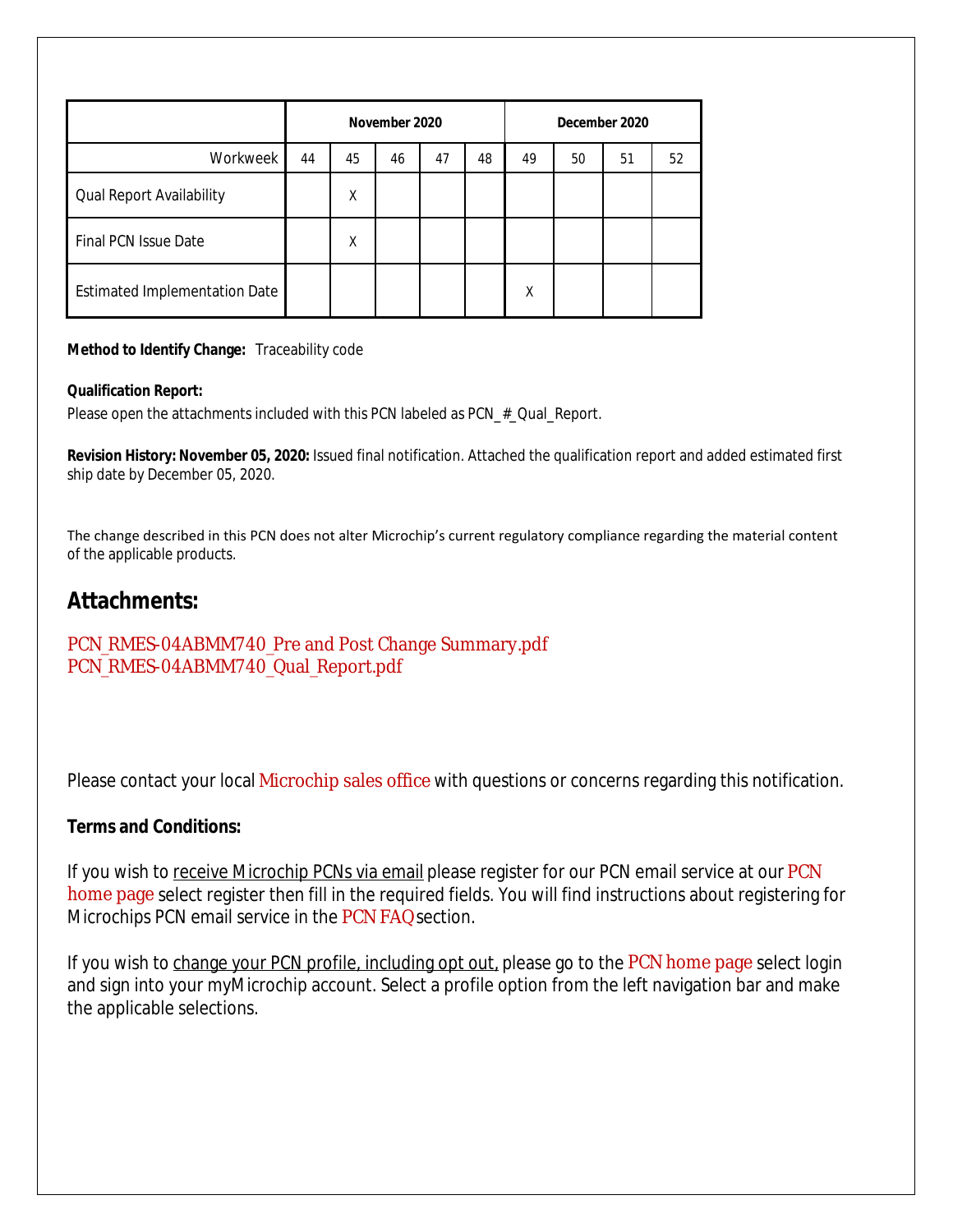| | November 2020 | | | | | December 2020 | | | |
|---|---|---|---|---|---|---|---|---|---|
| Workweek | 44 | 45 | 46 | 47 | 48 | 49 | 50 | 51 | 52 |
| Qual Report Availability | | X | | | | | | | |
| Final PCN Issue Date | | X | | | | | | | |
| Estimated Implementation Date | | | | | | X | | | |

**Method to Identify Change:** Traceability code

**Qualification Report:**
Please open the attachments included with this PCN labeled as PCN_#_Qual_Report.

**Revision History: November 05, 2020:** Issued final notification. Attached the qualification report and added estimated first ship date by December 05, 2020.

The change described in this PCN does not alter Microchip's current regulatory compliance regarding the material content of the applicable products.

## Attachments:

PCN_RMES-04ABMM740_Pre and Post Change Summary.pdf
PCN_RMES-04ABMM740_Qual_Report.pdf

Please contact your local Microchip sales office with questions or concerns regarding this notification.

**Terms and Conditions:**

If you wish to receive Microchip PCNs via email please register for our PCN email service at our PCN home page select register then fill in the required fields. You will find instructions about registering for Microchips PCN email service in the PCN FAQ section.

If you wish to change your PCN profile, including opt out, please go to the PCN home page select login and sign into your myMicrochip account. Select a profile option from the left navigation bar and make the applicable selections.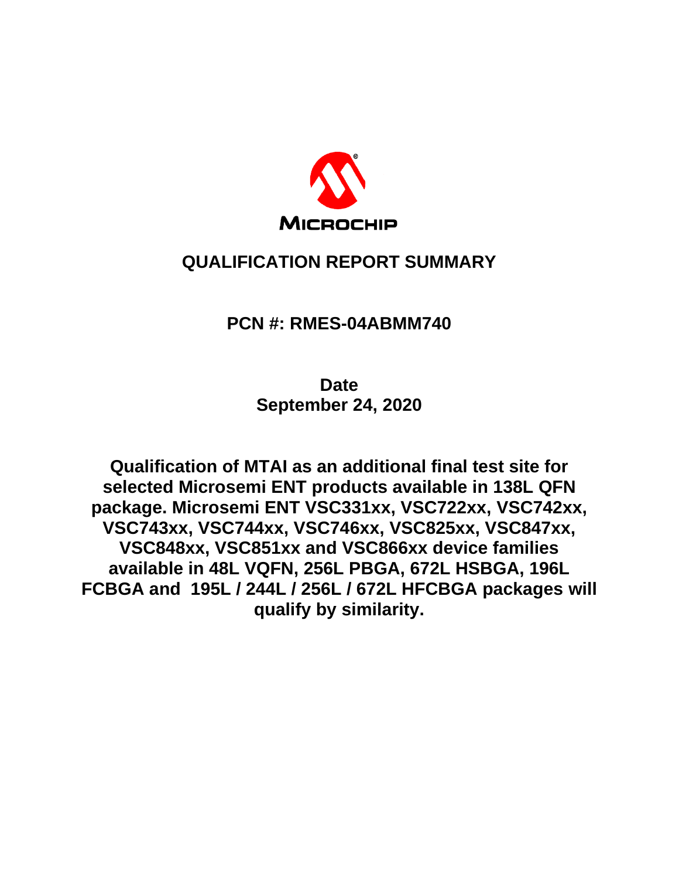MICROCHIP

# QUALIFICATION REPORT SUMMARY

## PCN #: RMES-04ABMM740

**Date**
**September 24, 2020**

**Qualification of MTAI as an additional final test site for selected Microsemi ENT products available in 138L QFN package. Microsemi ENT VSC331xx, VSC722xx, VSC742xx, VSC743xx, VSC744xx, VSC746xx, VSC825xx, VSC847xx, VSC848xx, VSC851xx and VSC866xx device families available in 48L VQFN, 256L PBGA, 672L HSBGA, 196L FCBGA and 195L / 244L / 256L / 672L HFCBGA packages will qualify by similarity.**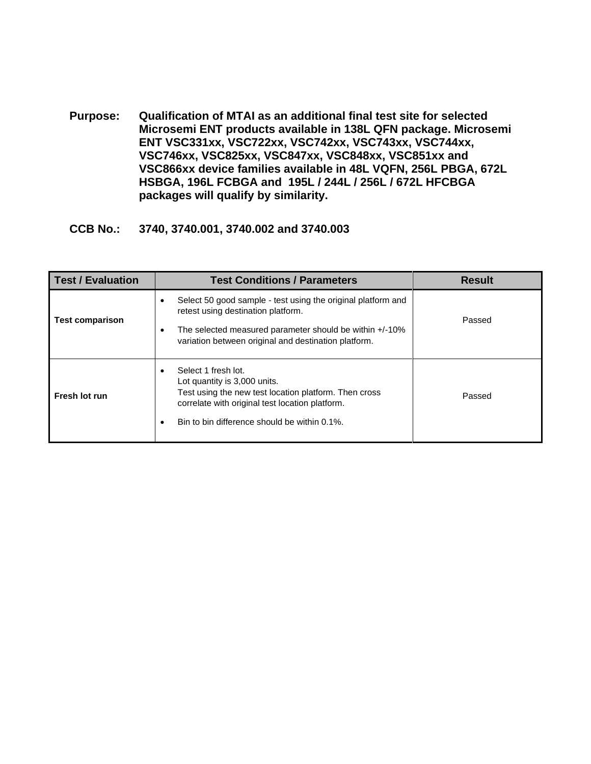**Purpose:** **Qualification of MTAI as an additional final test site for selected Microsemi ENT products available in 138L QFN package. Microsemi ENT VSC331xx, VSC722xx, VSC742xx, VSC743xx, VSC744xx, VSC746xx, VSC825xx, VSC847xx, VSC848xx, VSC851xx and VSC866xx device families available in 48L VQFN, 256L PBGA, 672L HSBGA, 196L FCBGA and 195L / 244L / 256L / 672L HFCBGA packages will qualify by similarity.**

**CCB No.:** **3740, 3740.001, 3740.002 and 3740.003**

| Test / Evaluation | Test Conditions / Parameters | Result |
|---|---|---|
| **Test comparison** | • Select 50 good sample - test using the original platform and retest using destination platform.<br>• The selected measured parameter should be within +/-10% variation between original and destination platform. | Passed |
| **Fresh lot run** | • Select 1 fresh lot.<br>Lot quantity is 3,000 units.<br>Test using the new test location platform. Then cross correlate with original test location platform.<br>• Bin to bin difference should be within 0.1%. | Passed |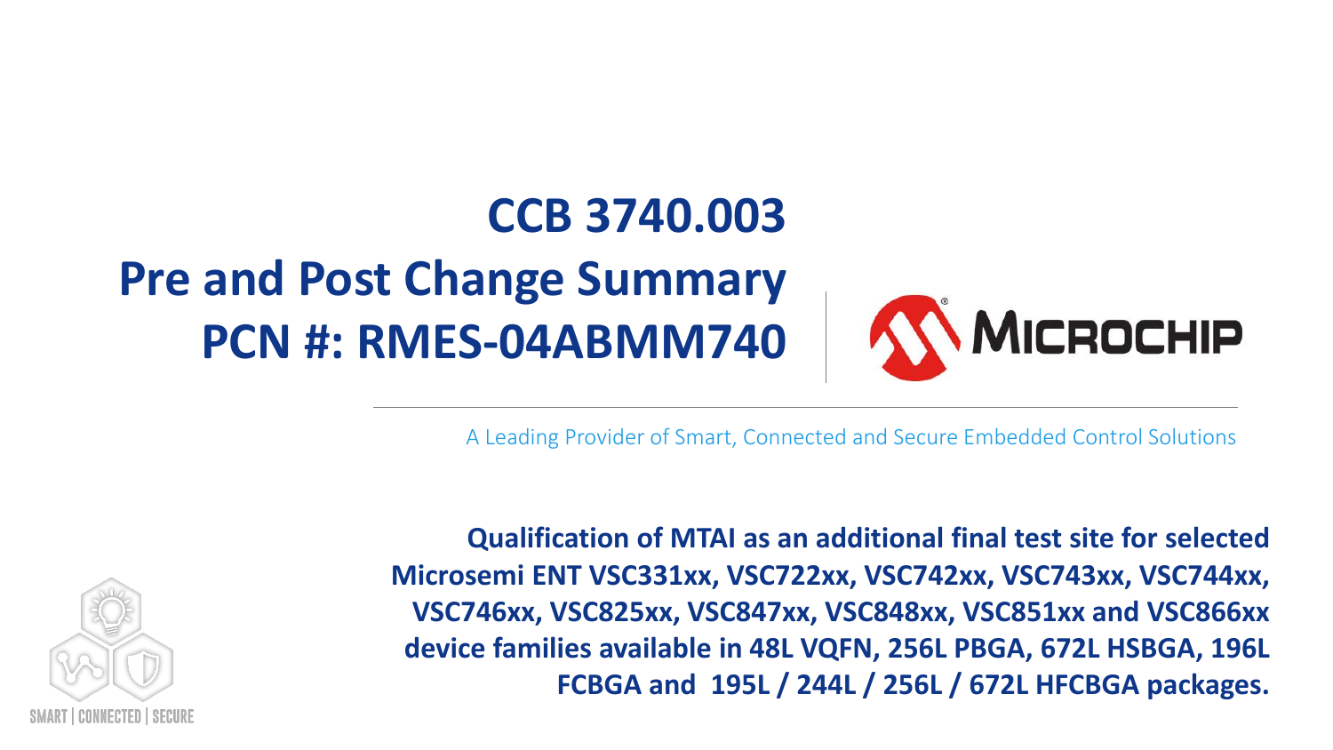# CCB 3740.003

# Pre and Post Change Summary

# PCN #: RMES-04ABMM740

A Leading Provider of Smart, Connected and Secure Embedded Control Solutions

**Qualification of MTAI as an additional final test site for selected Microsemi ENT VSC331xx, VSC722xx, VSC742xx, VSC743xx, VSC744xx, VSC746xx, VSC825xx, VSC847xx, VSC848xx, VSC851xx and VSC866xx device families available in 48L VQFN, 256L PBGA, 672L HSBGA, 196L FCBGA and 195L / 244L / 256L / 672L HFCBGA packages.**

SMART | CONNECTED | SECURE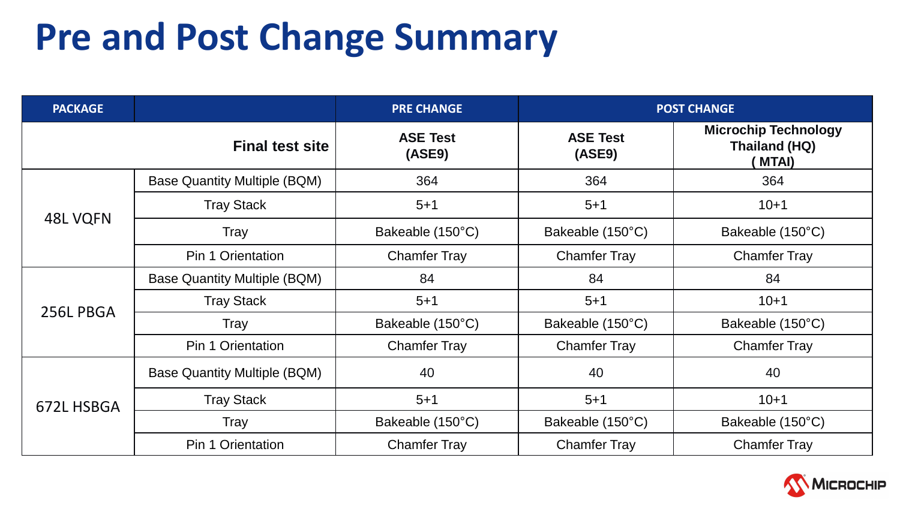# Pre and Post Change Summary

| PACKAGE | | PRE CHANGE | POST CHANGE | |
|---|---|---|---|---|
| | **Final test site** | **ASE Test (ASE9)** | **ASE Test (ASE9)** | **Microchip Technology Thailand (HQ) ( MTAI)** |
| 48L VQFN | Base Quantity Multiple (BQM) | 364 | 364 | 364 |
| | Tray Stack | 5+1 | 5+1 | 10+1 |
| | Tray | Bakeable (150°C) | Bakeable (150°C) | Bakeable (150°C) |
| | Pin 1 Orientation | Chamfer Tray | Chamfer Tray | Chamfer Tray |
| 256L PBGA | Base Quantity Multiple (BQM) | 84 | 84 | 84 |
| | Tray Stack | 5+1 | 5+1 | 10+1 |
| | Tray | Bakeable (150°C) | Bakeable (150°C) | Bakeable (150°C) |
| | Pin 1 Orientation | Chamfer Tray | Chamfer Tray | Chamfer Tray |
| 672L HSBGA | Base Quantity Multiple (BQM) | 40 | 40 | 40 |
| | Tray Stack | 5+1 | 5+1 | 10+1 |
| | Tray | Bakeable (150°C) | Bakeable (150°C) | Bakeable (150°C) |
| | Pin 1 Orientation | Chamfer Tray | Chamfer Tray | Chamfer Tray |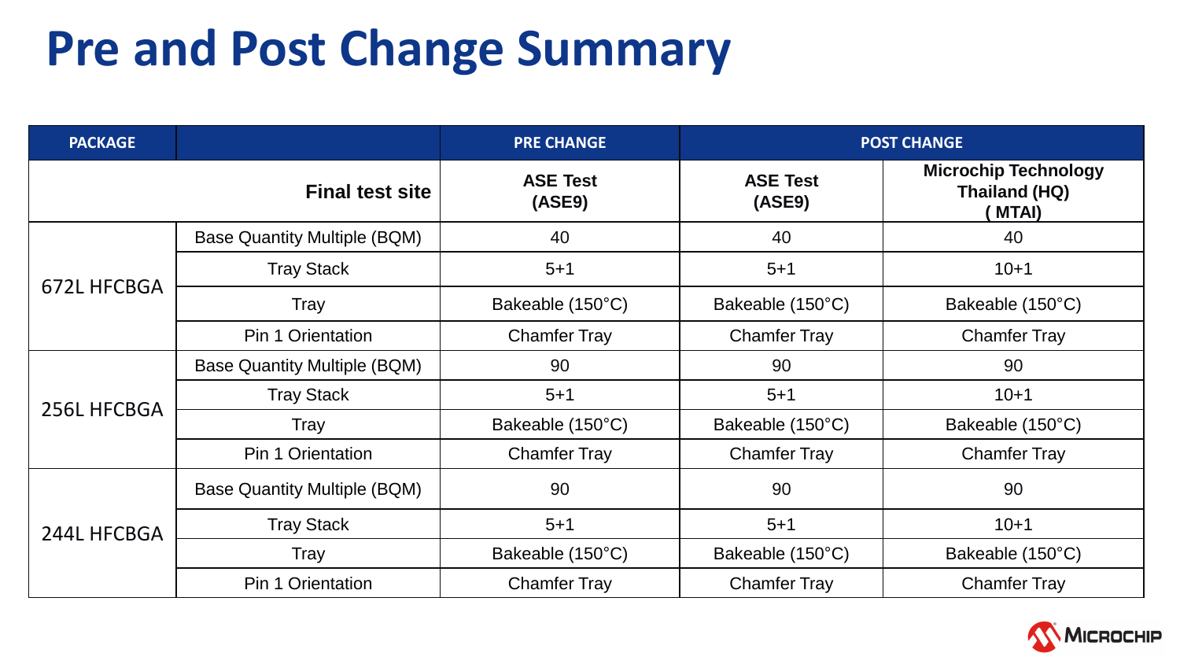# Pre and Post Change Summary

| PACKAGE | | PRE CHANGE | POST CHANGE | |
|---|---|---|---|---|
| | **Final test site** | **ASE Test (ASE9)** | **ASE Test (ASE9)** | **Microchip Technology Thailand (HQ) ( MTAI)** |
| 672L HFCBGA | Base Quantity Multiple (BQM) | 40 | 40 | 40 |
| | Tray Stack | 5+1 | 5+1 | 10+1 |
| | Tray | Bakeable (150°C) | Bakeable (150°C) | Bakeable (150°C) |
| | Pin 1 Orientation | Chamfer Tray | Chamfer Tray | Chamfer Tray |
| 256L HFCBGA | Base Quantity Multiple (BQM) | 90 | 90 | 90 |
| | Tray Stack | 5+1 | 5+1 | 10+1 |
| | Tray | Bakeable (150°C) | Bakeable (150°C) | Bakeable (150°C) |
| | Pin 1 Orientation | Chamfer Tray | Chamfer Tray | Chamfer Tray |
| 244L HFCBGA | Base Quantity Multiple (BQM) | 90 | 90 | 90 |
| | Tray Stack | 5+1 | 5+1 | 10+1 |
| | Tray | Bakeable (150°C) | Bakeable (150°C) | Bakeable (150°C) |
| | Pin 1 Orientation | Chamfer Tray | Chamfer Tray | Chamfer Tray |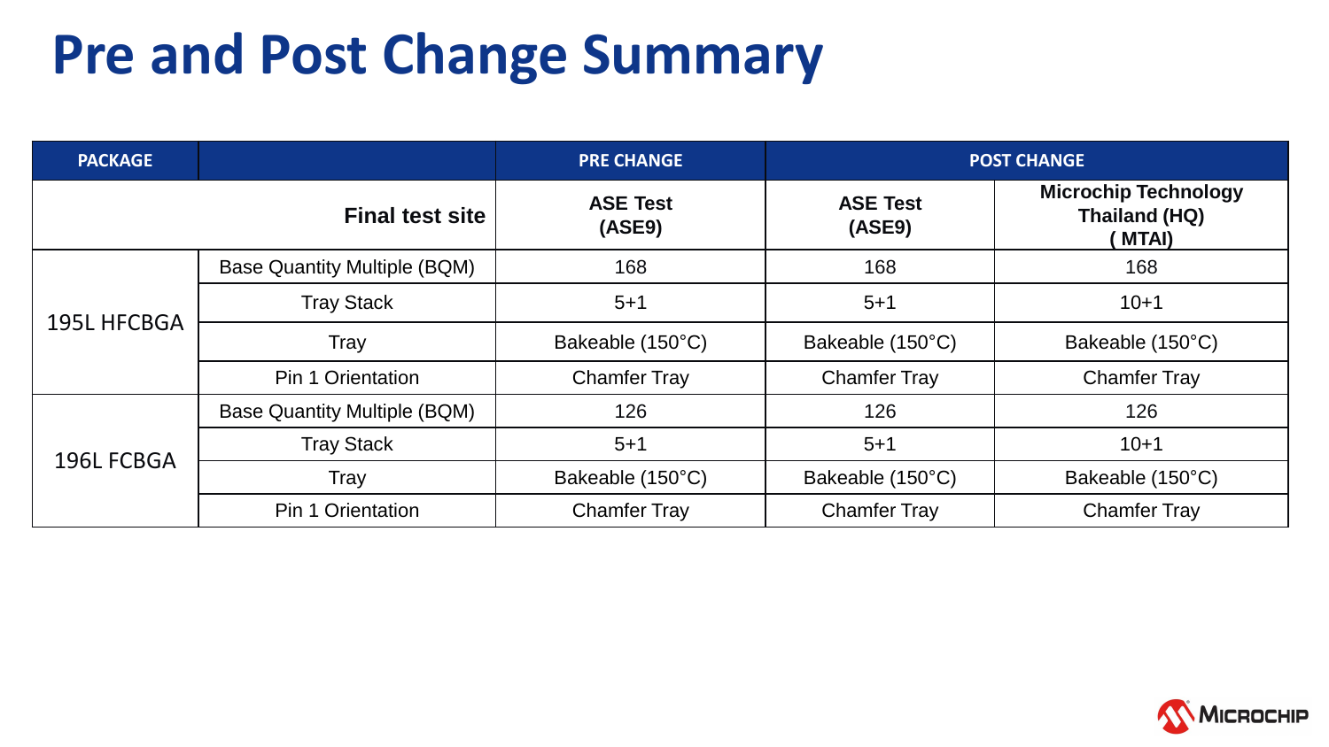# Pre and Post Change Summary

| PACKAGE | | PRE CHANGE | POST CHANGE | |
|---|---|---|---|---|
| | **Final test site** | **ASE Test (ASE9)** | **ASE Test (ASE9)** | **Microchip Technology Thailand (HQ) ( MTAI)** |
| 195L HFCBGA | Base Quantity Multiple (BQM) | 168 | 168 | 168 |
| | Tray Stack | 5+1 | 5+1 | 10+1 |
| | Tray | Bakeable (150°C) | Bakeable (150°C) | Bakeable (150°C) |
| | Pin 1 Orientation | Chamfer Tray | Chamfer Tray | Chamfer Tray |
| 196L FCBGA | Base Quantity Multiple (BQM) | 126 | 126 | 126 |
| | Tray Stack | 5+1 | 5+1 | 10+1 |
| | Tray | Bakeable (150°C) | Bakeable (150°C) | Bakeable (150°C) |
| | Pin 1 Orientation | Chamfer Tray | Chamfer Tray | Chamfer Tray |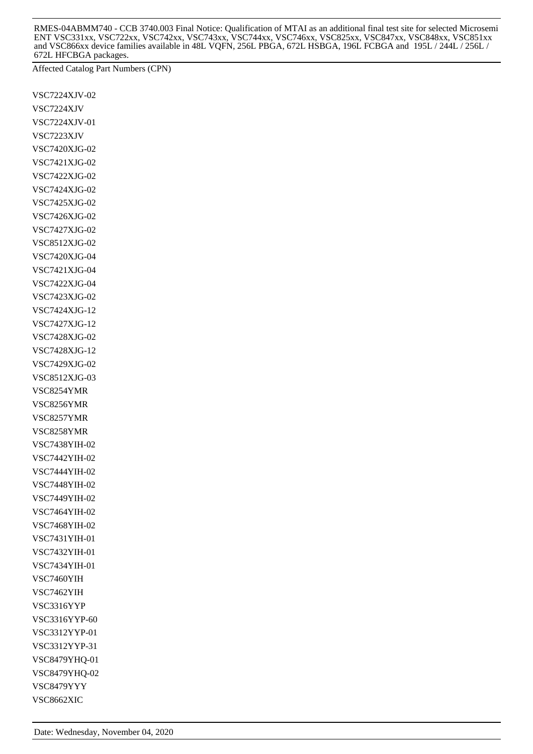Affected Catalog Part Numbers (CPN)

VSC7224XJV-02
VSC7224XJV
VSC7224XJV-01
VSC7223XJV
VSC7420XJG-02
VSC7421XJG-02
VSC7422XJG-02
VSC7424XJG-02
VSC7425XJG-02
VSC7426XJG-02
VSC7427XJG-02
VSC8512XJG-02
VSC7420XJG-04
VSC7421XJG-04
VSC7422XJG-04
VSC7423XJG-02
VSC7424XJG-12
VSC7427XJG-12
VSC7428XJG-02
VSC7428XJG-12
VSC7429XJG-02
VSC8512XJG-03
VSC8254YMR
VSC8256YMR
VSC8257YMR
VSC8258YMR
VSC7438YIH-02
VSC7442YIH-02
VSC7444YIH-02
VSC7448YIH-02
VSC7449YIH-02
VSC7464YIH-02
VSC7468YIH-02
VSC7431YIH-01
VSC7432YIH-01
VSC7434YIH-01
VSC7460YIH
VSC7462YIH
VSC3316YYP
VSC3316YYP-60
VSC3312YYP-01
VSC3312YYP-31
VSC8479YHQ-01
VSC8479YHQ-02
VSC8479YYY
VSC8662XIC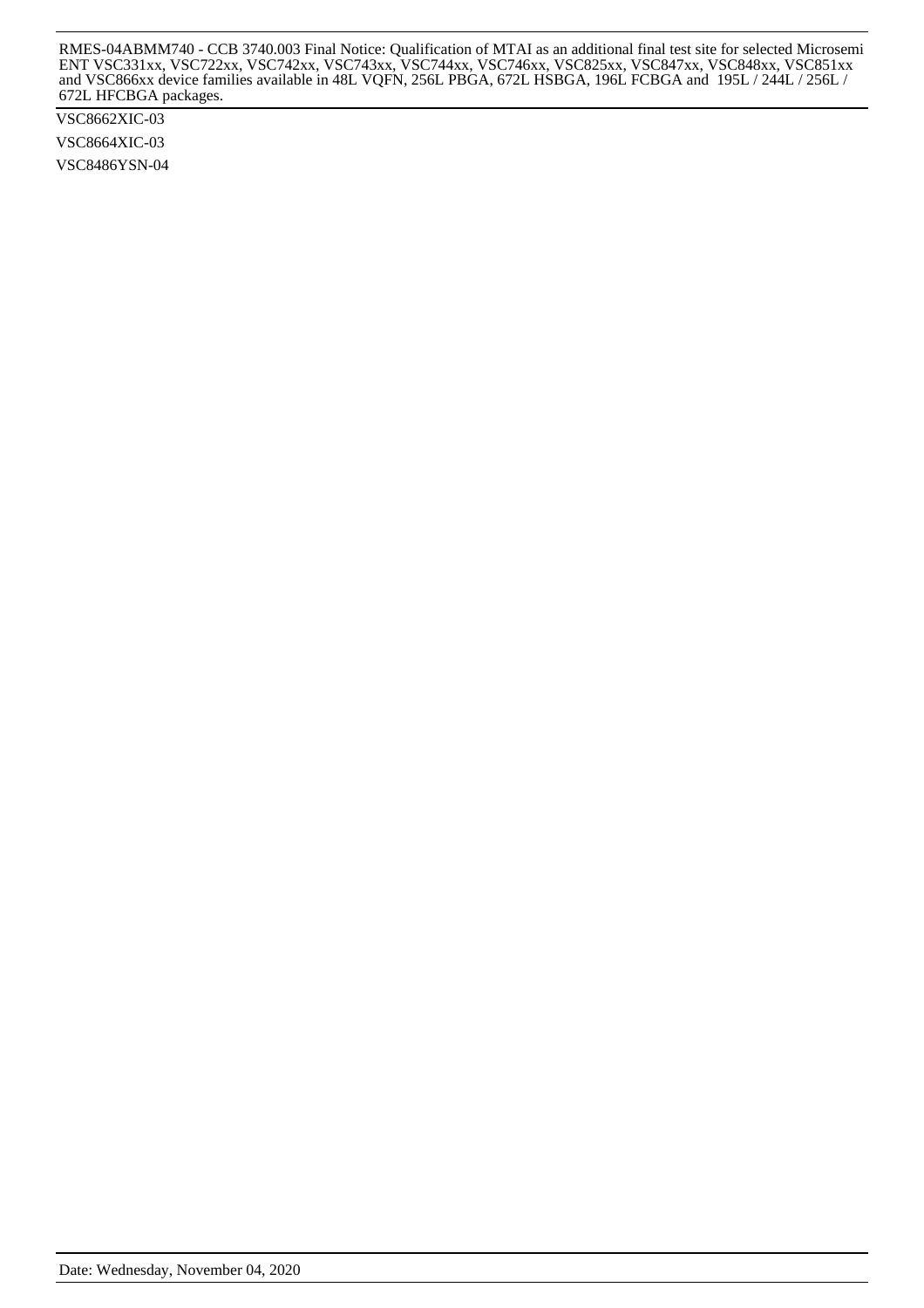VSC8662XIC-03

VSC8664XIC-03

VSC8486YSN-04